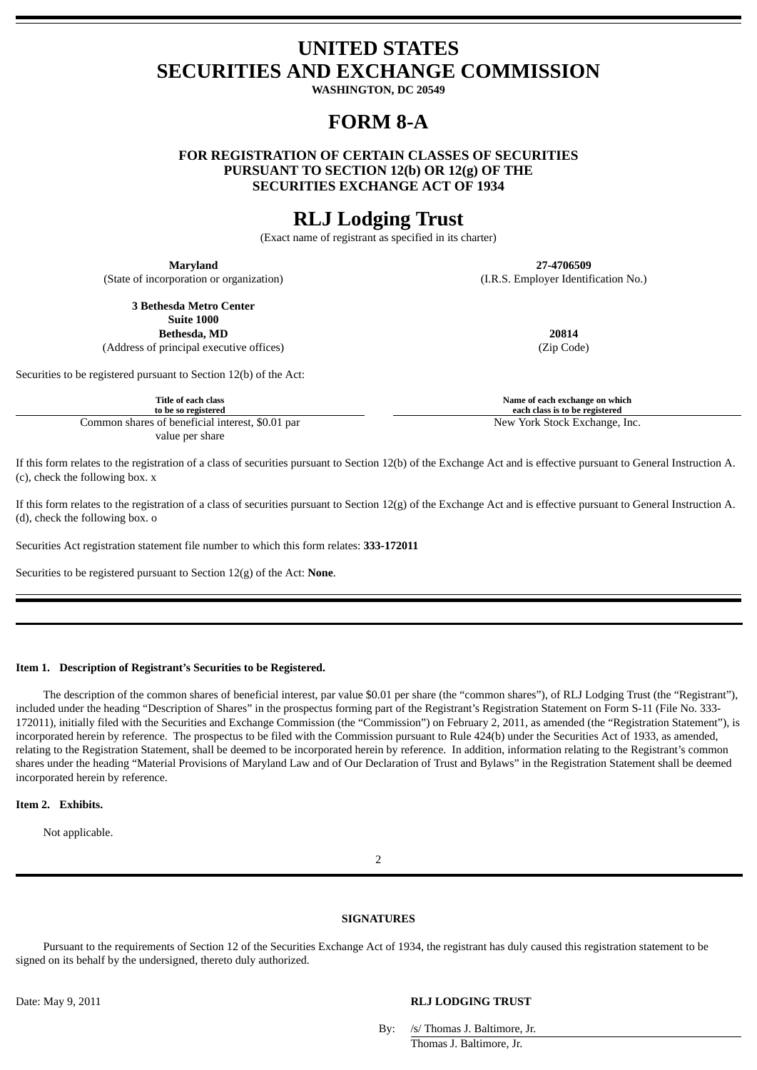# UNITED STATES SECURITIES AND EXCHANGE COMMISSION

**WASHINGTON, DC 20549**

# FORM 8-A

**FOR REGISTRATION OF CERTAIN CLASSES OF SECURITIES PURSUANT TO SECTION 12(b) OR 12(g) OF THE SECURITIES EXCHANGE ACT OF 1934**

# RLJ Lodging Trust

(Exact name of registrant as specified in its charter)

| **Maryland** | **27-4706509** |
|---|---|
| (State of incorporation or organization) | (I.R.S. Employer Identification No.) |

| **3 Bethesda Metro Center Suite 1000 Bethesda, MD** | **20814** |
|---|---|
| (Address of principal executive offices) | (Zip Code) |

Securities to be registered pursuant to Section 12(b) of the Act:

| Title of each class to be so registered | Name of each exchange on which each class is to be registered |
|---|---|
| Common shares of beneficial interest, $0.01 par value per share | New York Stock Exchange, Inc. |

If this form relates to the registration of a class of securities pursuant to Section 12(b) of the Exchange Act and is effective pursuant to General Instruction A.(c), check the following box. x

If this form relates to the registration of a class of securities pursuant to Section 12(g) of the Exchange Act and is effective pursuant to General Instruction A.(d), check the following box. o

Securities Act registration statement file number to which this form relates: **333-172011**

Securities to be registered pursuant to Section 12(g) of the Act: **None**.

---

**Item 1. Description of Registrant's Securities to be Registered.**

The description of the common shares of beneficial interest, par value $0.01 per share (the "common shares"), of RLJ Lodging Trust (the "Registrant"), included under the heading "Description of Shares" in the prospectus forming part of the Registrant's Registration Statement on Form S-11 (File No. 333-172011), initially filed with the Securities and Exchange Commission (the "Commission") on February 2, 2011, as amended (the "Registration Statement"), is incorporated herein by reference. The prospectus to be filed with the Commission pursuant to Rule 424(b) under the Securities Act of 1933, as amended, relating to the Registration Statement, shall be deemed to be incorporated herein by reference. In addition, information relating to the Registrant's common shares under the heading "Material Provisions of Maryland Law and of Our Declaration of Trust and Bylaws" in the Registration Statement shall be deemed incorporated herein by reference.

**Item 2. Exhibits.**

Not applicable.

---

**SIGNATURES**

Pursuant to the requirements of Section 12 of the Securities Exchange Act of 1934, the registrant has duly caused this registration statement to be signed on its behalf by the undersigned, thereto duly authorized.

Date: May 9, 2011

**RLJ LODGING TRUST**

By: /s/ Thomas J. Baltimore, Jr.

Thomas J. Baltimore, Jr.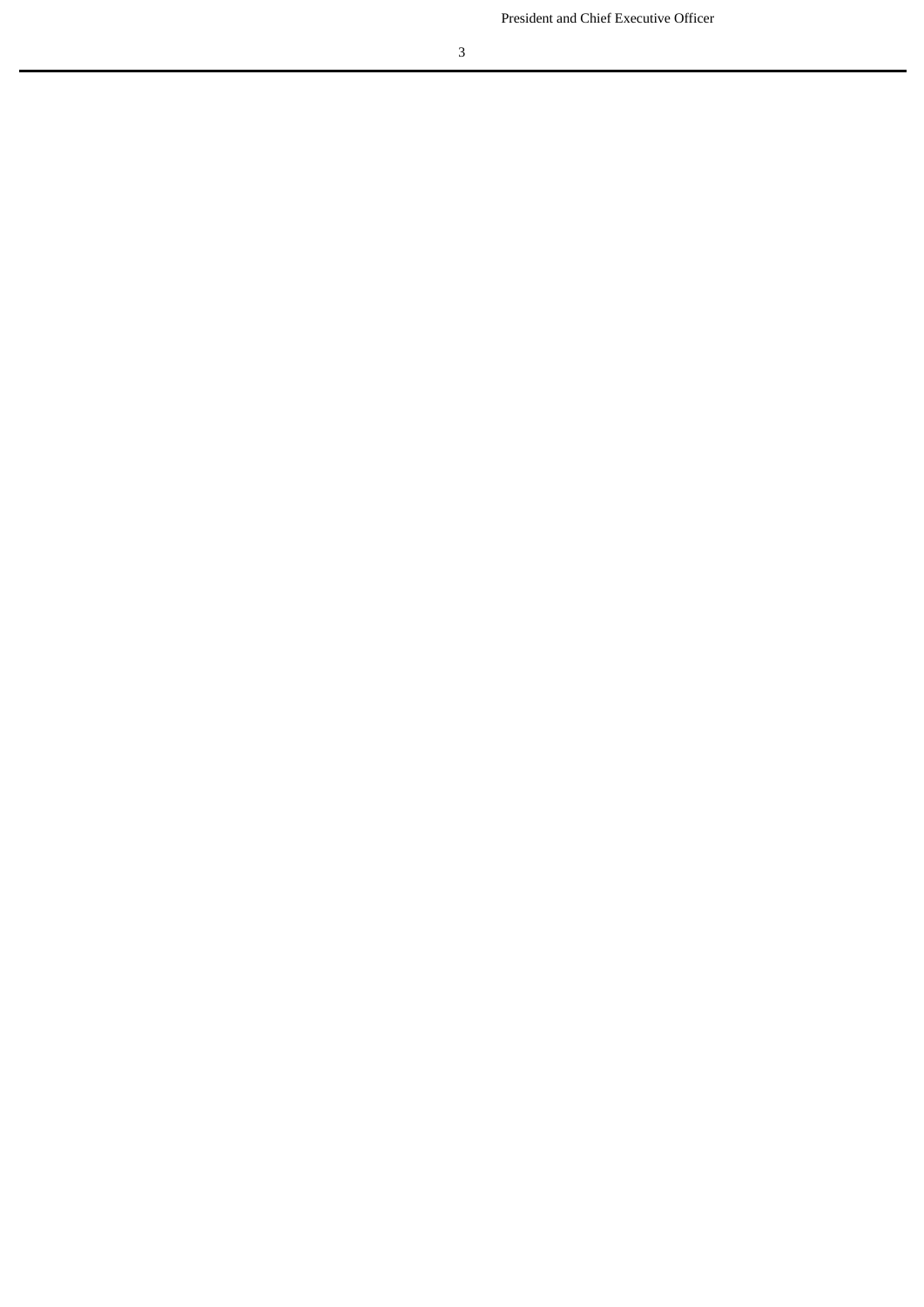President and Chief Executive Officer